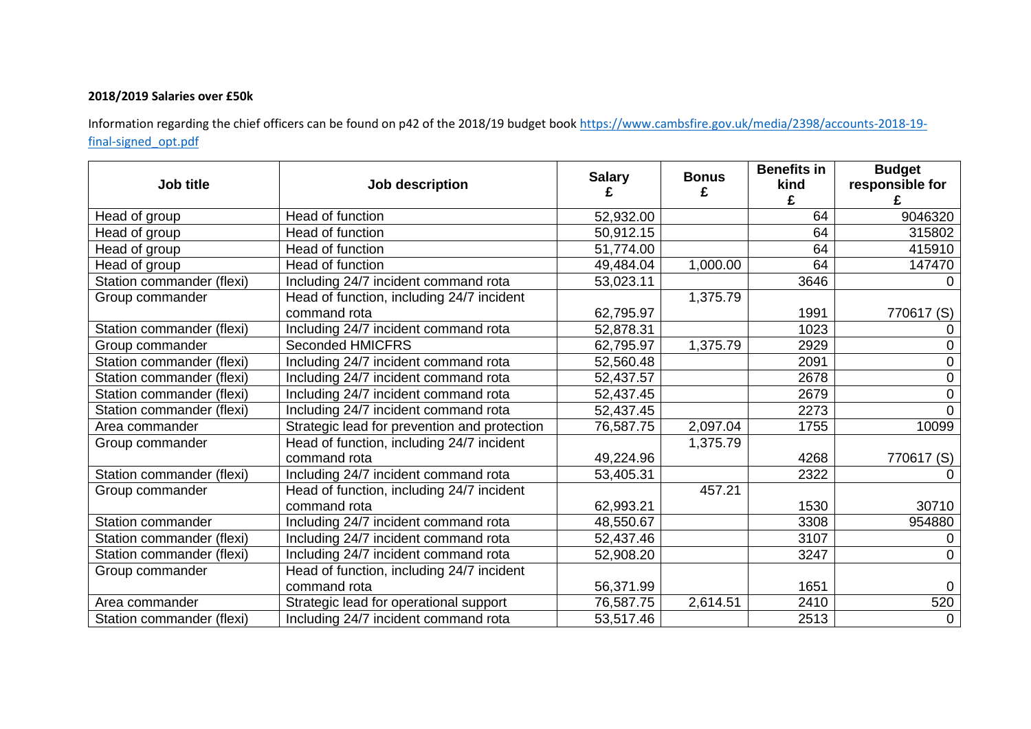**2018/2019 Salaries over £50k**

Information regarding the chief officers can be found on p42 of the 2018/19 budget book https://www.cambsfire.gov.uk/media/2398/accounts-2018-19-final-signed_opt.pdf

| Job title | Job description | Salary £ | Bonus £ | Benefits in kind £ | Budget responsible for £ |
|---|---|---|---|---|---|
| Head of group | Head of function | 52,932.00 | | 64 | 9046320 |
| Head of group | Head of function | 50,912.15 | | 64 | 315802 |
| Head of group | Head of function | 51,774.00 | | 64 | 415910 |
| Head of group | Head of function | 49,484.04 | 1,000.00 | 64 | 147470 |
| Station commander (flexi) | Including 24/7 incident command rota | 53,023.11 | | 3646 | 0 |
| Group commander | Head of function, including 24/7 incident command rota | 62,795.97 | 1,375.79 | 1991 | 770617 (S) |
| Station commander (flexi) | Including 24/7 incident command rota | 52,878.31 | | 1023 | 0 |
| Group commander | Seconded HMICFRS | 62,795.97 | 1,375.79 | 2929 | 0 |
| Station commander (flexi) | Including 24/7 incident command rota | 52,560.48 | | 2091 | 0 |
| Station commander (flexi) | Including 24/7 incident command rota | 52,437.57 | | 2678 | 0 |
| Station commander (flexi) | Including 24/7 incident command rota | 52,437.45 | | 2679 | 0 |
| Station commander (flexi) | Including 24/7 incident command rota | 52,437.45 | | 2273 | 0 |
| Area commander | Strategic lead for prevention and protection | 76,587.75 | 2,097.04 | 1755 | 10099 |
| Group commander | Head of function, including 24/7 incident command rota | 49,224.96 | 1,375.79 | 4268 | 770617 (S) |
| Station commander (flexi) | Including 24/7 incident command rota | 53,405.31 | | 2322 | 0 |
| Group commander | Head of function, including 24/7 incident command rota | 62,993.21 | 457.21 | 1530 | 30710 |
| Station commander | Including 24/7 incident command rota | 48,550.67 | | 3308 | 954880 |
| Station commander (flexi) | Including 24/7 incident command rota | 52,437.46 | | 3107 | 0 |
| Station commander (flexi) | Including 24/7 incident command rota | 52,908.20 | | 3247 | 0 |
| Group commander | Head of function, including 24/7 incident command rota | 56,371.99 | | 1651 | 0 |
| Area commander | Strategic lead for operational support | 76,587.75 | 2,614.51 | 2410 | 520 |
| Station commander (flexi) | Including 24/7 incident command rota | 53,517.46 | | 2513 | 0 |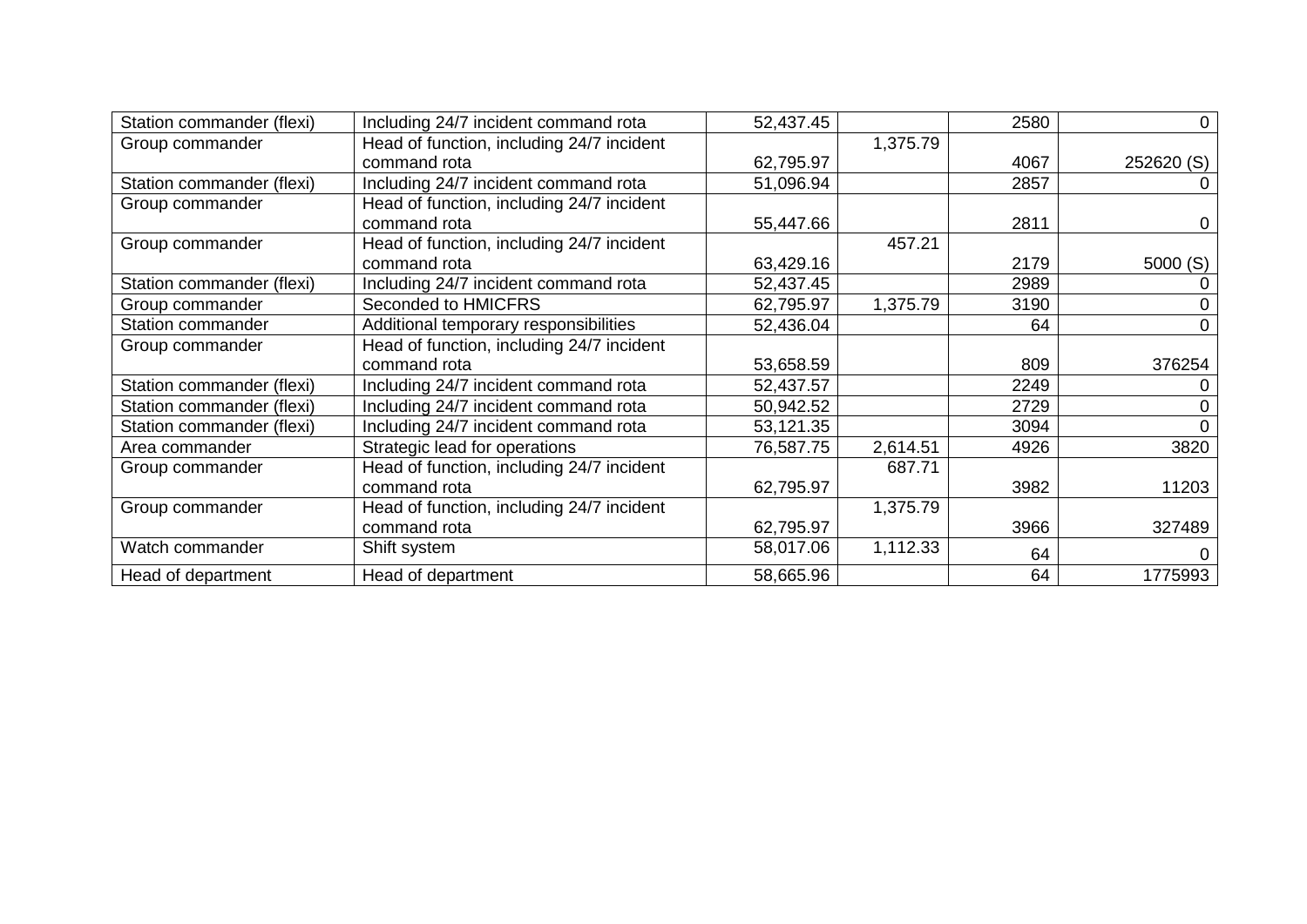| | | | | | |
|---|---|---|---|---|---|
| Station commander (flexi) | Including 24/7 incident command rota | 52,437.45 | | 2580 | 0 |
| Group commander | Head of function, including 24/7 incident command rota | 62,795.97 | 1,375.79 | 4067 | 252620 (S) |
| Station commander (flexi) | Including 24/7 incident command rota | 51,096.94 | | 2857 | 0 |
| Group commander | Head of function, including 24/7 incident command rota | 55,447.66 | | 2811 | 0 |
| Group commander | Head of function, including 24/7 incident command rota | 63,429.16 | 457.21 | 2179 | 5000 (S) |
| Station commander (flexi) | Including 24/7 incident command rota | 52,437.45 | | 2989 | 0 |
| Group commander | Seconded to HMICFRS | 62,795.97 | 1,375.79 | 3190 | 0 |
| Station commander | Additional temporary responsibilities | 52,436.04 | | 64 | 0 |
| Group commander | Head of function, including 24/7 incident command rota | 53,658.59 | | 809 | 376254 |
| Station commander (flexi) | Including 24/7 incident command rota | 52,437.57 | | 2249 | 0 |
| Station commander (flexi) | Including 24/7 incident command rota | 50,942.52 | | 2729 | 0 |
| Station commander (flexi) | Including 24/7 incident command rota | 53,121.35 | | 3094 | 0 |
| Area commander | Strategic lead for operations | 76,587.75 | 2,614.51 | 4926 | 3820 |
| Group commander | Head of function, including 24/7 incident command rota | 62,795.97 | 687.71 | 3982 | 11203 |
| Group commander | Head of function, including 24/7 incident command rota | 62,795.97 | 1,375.79 | 3966 | 327489 |
| Watch commander | Shift system | 58,017.06 | 1,112.33 | 64 | 0 |
| Head of department | Head of department | 58,665.96 | | 64 | 1775993 |